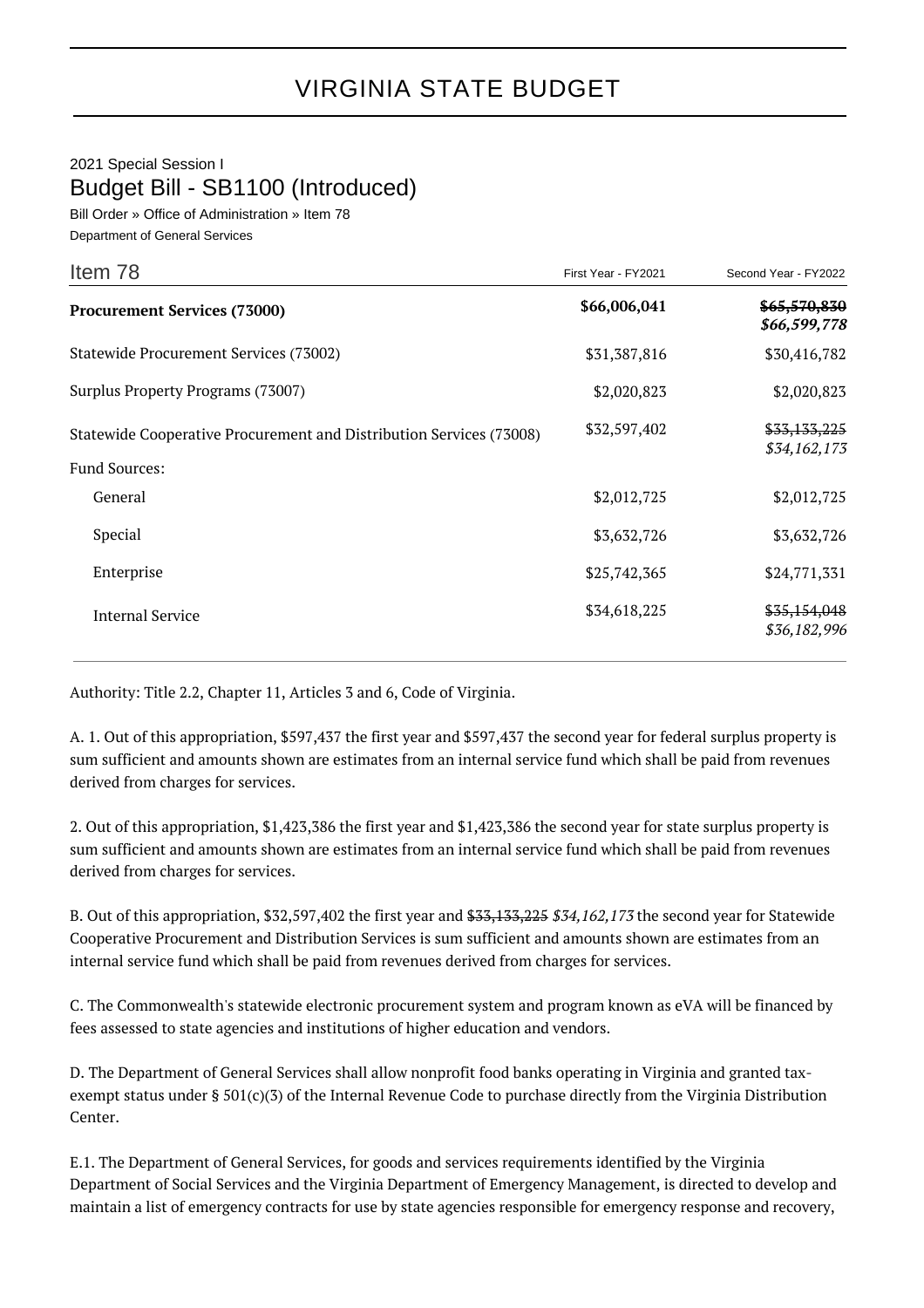# VIRGINIA STATE BUDGET

2021 Special Session I

## Budget Bill - SB1100 (Introduced)

Bill Order » Office of Administration » Item 78

Department of General Services

| Item 78 | First Year - FY2021 | Second Year - FY2022 |
|---|---|---|
| **Procurement Services (73000)** | **$66,006,041** | **~~$65,570,830~~** ***$66,599,778*** |
| Statewide Procurement Services (73002) | $31,387,816 | $30,416,782 |
| Surplus Property Programs (73007) | $2,020,823 | $2,020,823 |
| Statewide Cooperative Procurement and Distribution Services (73008) | $32,597,402 | ~~$33,133,225~~ *$34,162,173* |
| Fund Sources: | | |
| General | $2,012,725 | $2,012,725 |
| Special | $3,632,726 | $3,632,726 |
| Enterprise | $25,742,365 | $24,771,331 |
| Internal Service | $34,618,225 | ~~$35,154,048~~ *$36,182,996* |

Authority: Title 2.2, Chapter 11, Articles 3 and 6, Code of Virginia.

A. 1. Out of this appropriation, $597,437 the first year and $597,437 the second year for federal surplus property is sum sufficient and amounts shown are estimates from an internal service fund which shall be paid from revenues derived from charges for services.

2. Out of this appropriation, $1,423,386 the first year and $1,423,386 the second year for state surplus property is sum sufficient and amounts shown are estimates from an internal service fund which shall be paid from revenues derived from charges for services.

B. Out of this appropriation, $32,597,402 the first year and ~~$33,133,225~~ *$34,162,173* the second year for Statewide Cooperative Procurement and Distribution Services is sum sufficient and amounts shown are estimates from an internal service fund which shall be paid from revenues derived from charges for services.

C. The Commonwealth's statewide electronic procurement system and program known as eVA will be financed by fees assessed to state agencies and institutions of higher education and vendors.

D. The Department of General Services shall allow nonprofit food banks operating in Virginia and granted tax-exempt status under § 501(c)(3) of the Internal Revenue Code to purchase directly from the Virginia Distribution Center.

E.1. The Department of General Services, for goods and services requirements identified by the Virginia Department of Social Services and the Virginia Department of Emergency Management, is directed to develop and maintain a list of emergency contracts for use by state agencies responsible for emergency response and recovery,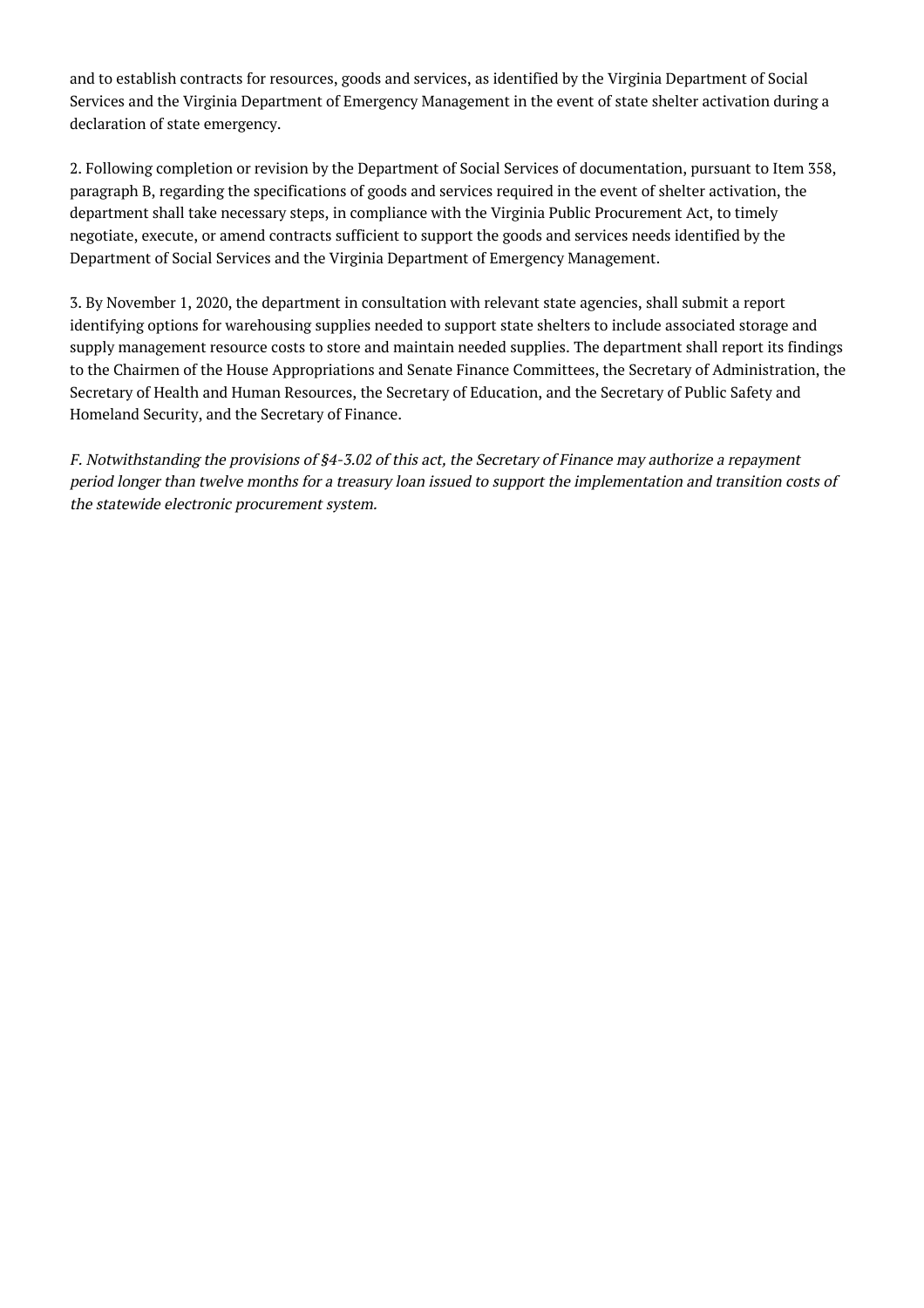and to establish contracts for resources, goods and services, as identified by the Virginia Department of Social Services and the Virginia Department of Emergency Management in the event of state shelter activation during a declaration of state emergency.

2. Following completion or revision by the Department of Social Services of documentation, pursuant to Item 358, paragraph B, regarding the specifications of goods and services required in the event of shelter activation, the department shall take necessary steps, in compliance with the Virginia Public Procurement Act, to timely negotiate, execute, or amend contracts sufficient to support the goods and services needs identified by the Department of Social Services and the Virginia Department of Emergency Management.

3. By November 1, 2020, the department in consultation with relevant state agencies, shall submit a report identifying options for warehousing supplies needed to support state shelters to include associated storage and supply management resource costs to store and maintain needed supplies. The department shall report its findings to the Chairmen of the House Appropriations and Senate Finance Committees, the Secretary of Administration, the Secretary of Health and Human Resources, the Secretary of Education, and the Secretary of Public Safety and Homeland Security, and the Secretary of Finance.

*F. Notwithstanding the provisions of §4-3.02 of this act, the Secretary of Finance may authorize a repayment period longer than twelve months for a treasury loan issued to support the implementation and transition costs of the statewide electronic procurement system.*